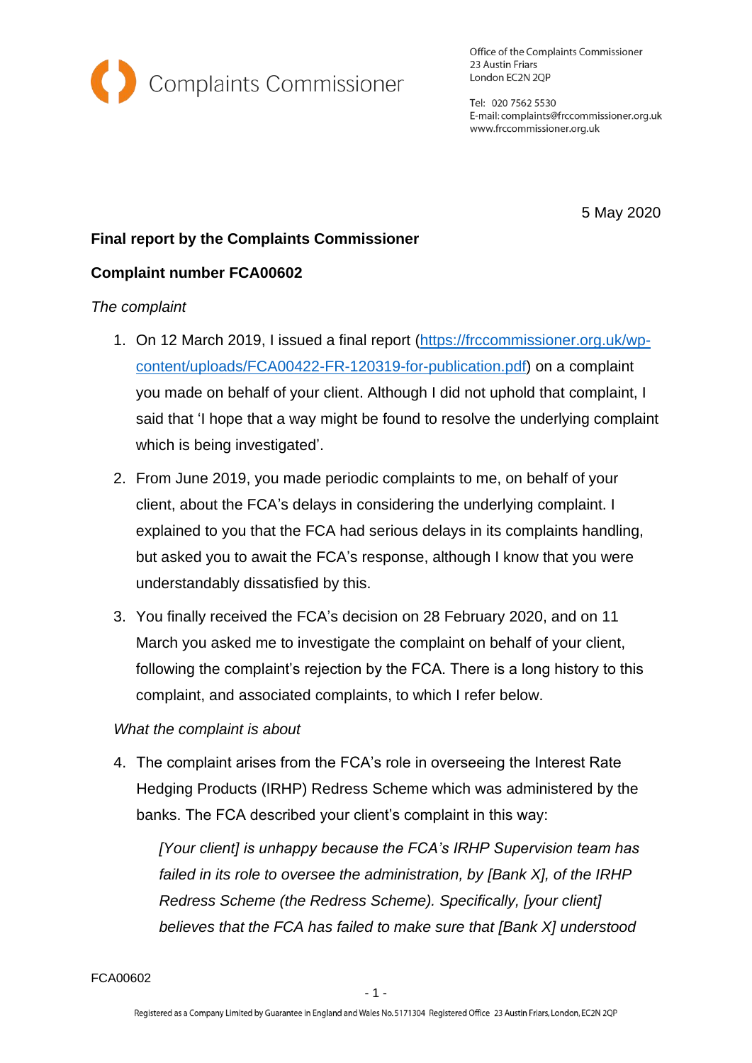Complaints Commissioner

Office of the Complaints Commissioner
23 Austin Friars
London EC2N 2QP

Tel: 020 7562 5530
E-mail: complaints@frccommissioner.org.uk
www.frccommissioner.org.uk

5 May 2020

**Final report by the Complaints Commissioner**

**Complaint number FCA00602**

*The complaint*

1. On 12 March 2019, I issued a final report ([https://frccommissioner.org.uk/wp-content/uploads/FCA00422-FR-120319-for-publication.pdf](https://frccommissioner.org.uk/wp-content/uploads/FCA00422-FR-120319-for-publication.pdf)) on a complaint you made on behalf of your client. Although I did not uphold that complaint, I said that 'I hope that a way might be found to resolve the underlying complaint which is being investigated'.
2. From June 2019, you made periodic complaints to me, on behalf of your client, about the FCA's delays in considering the underlying complaint. I explained to you that the FCA had serious delays in its complaints handling, but asked you to await the FCA's response, although I know that you were understandably dissatisfied by this.
3. You finally received the FCA's decision on 28 February 2020, and on 11 March you asked me to investigate the complaint on behalf of your client, following the complaint's rejection by the FCA. There is a long history to this complaint, and associated complaints, to which I refer below.

*What the complaint is about*

4. The complaint arises from the FCA's role in overseeing the Interest Rate Hedging Products (IRHP) Redress Scheme which was administered by the banks. The FCA described your client's complaint in this way:

   *[Your client] is unhappy because the FCA's IRHP Supervision team has failed in its role to oversee the administration, by [Bank X], of the IRHP Redress Scheme (the Redress Scheme). Specifically, [your client] believes that the FCA has failed to make sure that [Bank X] understood*

FCA00602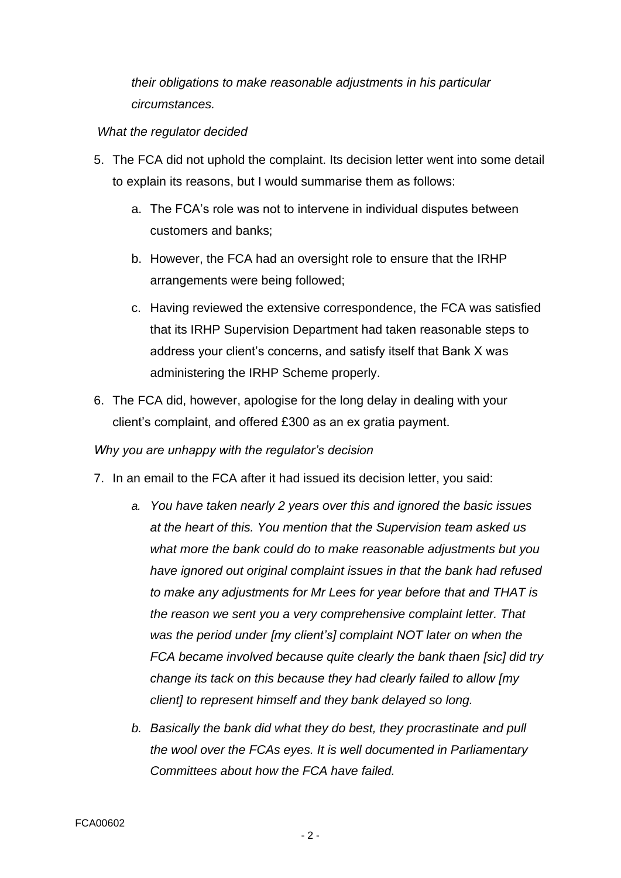*their obligations to make reasonable adjustments in his particular circumstances.*

*What the regulator decided*

5. The FCA did not uphold the complaint. Its decision letter went into some detail to explain its reasons, but I would summarise them as follows:

    a. The FCA's role was not to intervene in individual disputes between customers and banks;

    b. However, the FCA had an oversight role to ensure that the IRHP arrangements were being followed;

    c. Having reviewed the extensive correspondence, the FCA was satisfied that its IRHP Supervision Department had taken reasonable steps to address your client's concerns, and satisfy itself that Bank X was administering the IRHP Scheme properly.

6. The FCA did, however, apologise for the long delay in dealing with your client's complaint, and offered £300 as an ex gratia payment.

*Why you are unhappy with the regulator's decision*

7. In an email to the FCA after it had issued its decision letter, you said:

    a. *You have taken nearly 2 years over this and ignored the basic issues at the heart of this. You mention that the Supervision team asked us what more the bank could do to make reasonable adjustments but you have ignored out original complaint issues in that the bank had refused to make any adjustments for Mr Lees for year before that and THAT is the reason we sent you a very comprehensive complaint letter. That was the period under [my client's] complaint NOT later on when the FCA became involved because quite clearly the bank thaen [sic] did try change its tack on this because they had clearly failed to allow [my client] to represent himself and they bank delayed so long.*

    b. *Basically the bank did what they do best, they procrastinate and pull the wool over the FCAs eyes. It is well documented in Parliamentary Committees about how the FCA have failed.*

FCA00602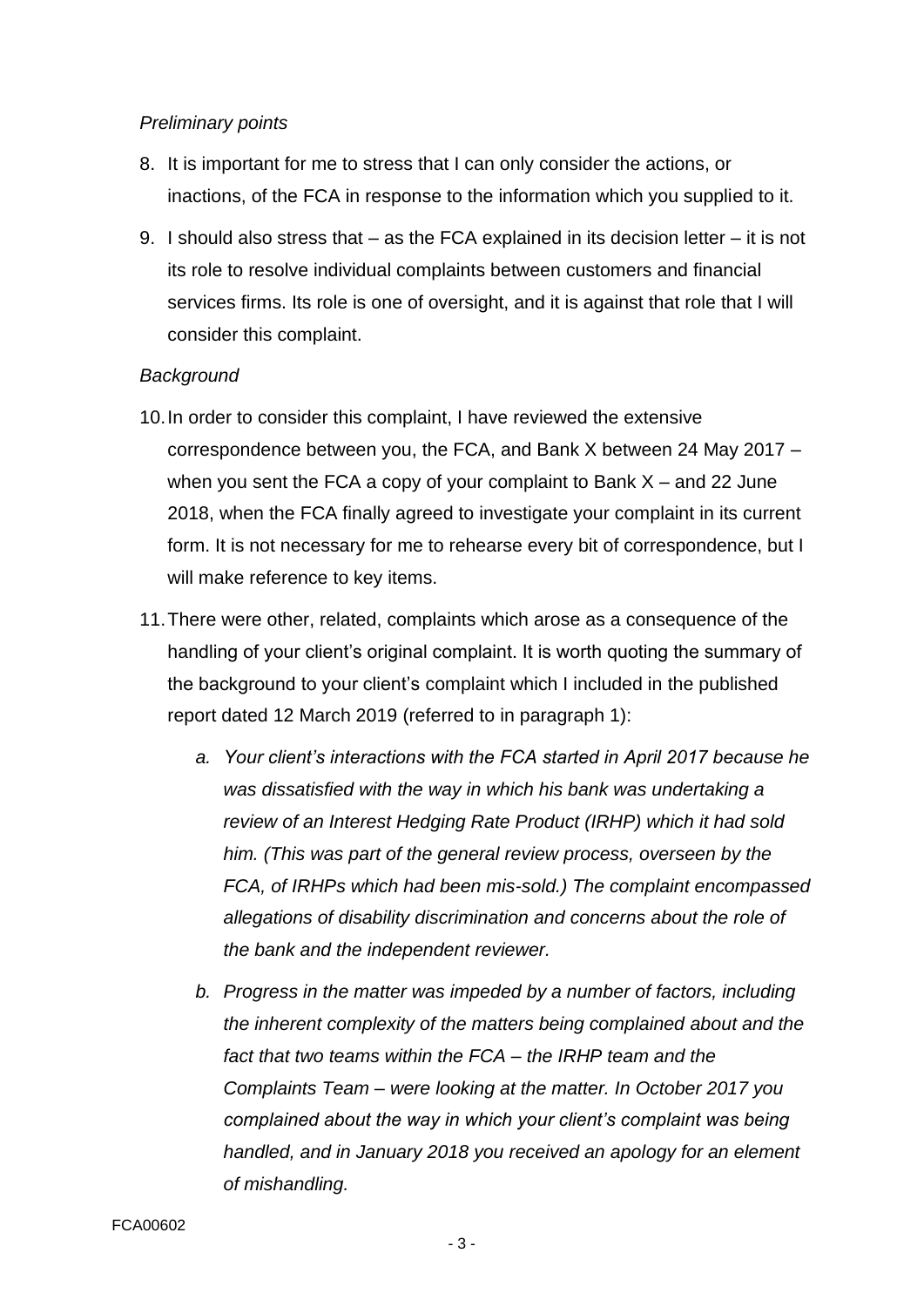*Preliminary points*

8. It is important for me to stress that I can only consider the actions, or inactions, of the FCA in response to the information which you supplied to it.

9. I should also stress that – as the FCA explained in its decision letter – it is not its role to resolve individual complaints between customers and financial services firms. Its role is one of oversight, and it is against that role that I will consider this complaint.

*Background*

10. In order to consider this complaint, I have reviewed the extensive correspondence between you, the FCA, and Bank X between 24 May 2017 – when you sent the FCA a copy of your complaint to Bank X – and 22 June 2018, when the FCA finally agreed to investigate your complaint in its current form. It is not necessary for me to rehearse every bit of correspondence, but I will make reference to key items.

11. There were other, related, complaints which arose as a consequence of the handling of your client's original complaint. It is worth quoting the summary of the background to your client's complaint which I included in the published report dated 12 March 2019 (referred to in paragraph 1):

    a. *Your client's interactions with the FCA started in April 2017 because he was dissatisfied with the way in which his bank was undertaking a review of an Interest Hedging Rate Product (IRHP) which it had sold him. (This was part of the general review process, overseen by the FCA, of IRHPs which had been mis-sold.) The complaint encompassed allegations of disability discrimination and concerns about the role of the bank and the independent reviewer.*

    b. *Progress in the matter was impeded by a number of factors, including the inherent complexity of the matters being complained about and the fact that two teams within the FCA – the IRHP team and the Complaints Team – were looking at the matter. In October 2017 you complained about the way in which your client's complaint was being handled, and in January 2018 you received an apology for an element of mishandling.*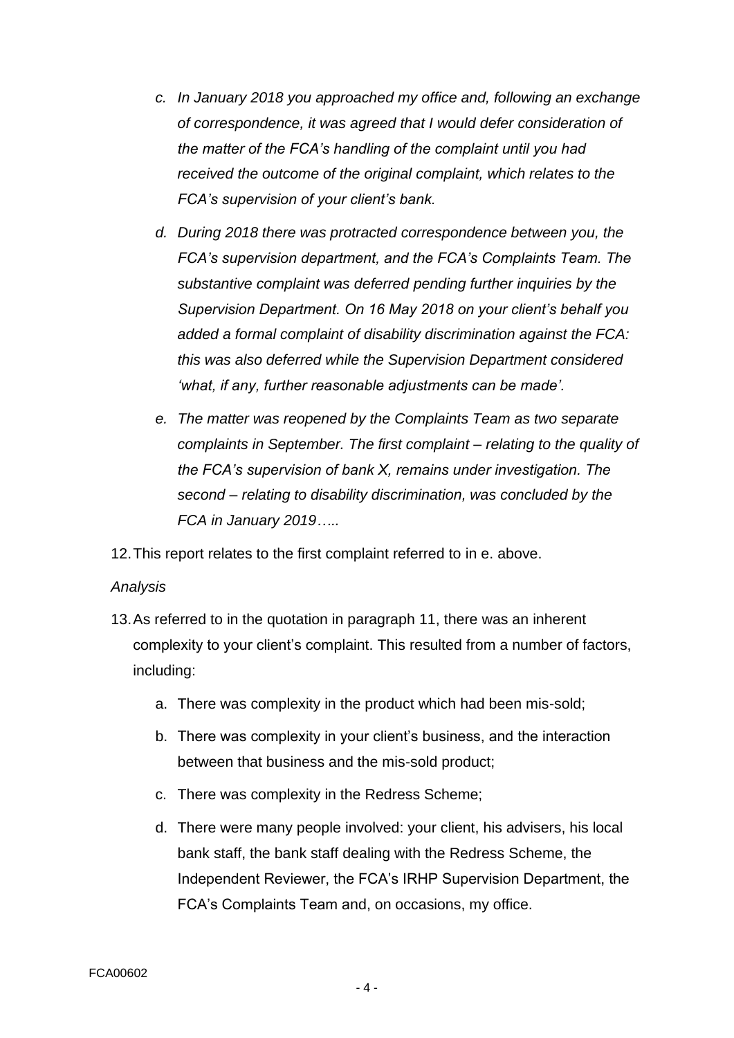- *c. In January 2018 you approached my office and, following an exchange of correspondence, it was agreed that I would defer consideration of the matter of the FCA's handling of the complaint until you had received the outcome of the original complaint, which relates to the FCA's supervision of your client's bank.*
- *d. During 2018 there was protracted correspondence between you, the FCA's supervision department, and the FCA's Complaints Team. The substantive complaint was deferred pending further inquiries by the Supervision Department. On 16 May 2018 on your client's behalf you added a formal complaint of disability discrimination against the FCA: this was also deferred while the Supervision Department considered 'what, if any, further reasonable adjustments can be made'.*
- *e. The matter was reopened by the Complaints Team as two separate complaints in September. The first complaint – relating to the quality of the FCA's supervision of bank X, remains under investigation. The second – relating to disability discrimination, was concluded by the FCA in January 2019…..*

12. This report relates to the first complaint referred to in e. above.

*Analysis*

13. As referred to in the quotation in paragraph 11, there was an inherent complexity to your client's complaint. This resulted from a number of factors, including:
    a. There was complexity in the product which had been mis-sold;
    b. There was complexity in your client's business, and the interaction between that business and the mis-sold product;
    c. There was complexity in the Redress Scheme;
    d. There were many people involved: your client, his advisers, his local bank staff, the bank staff dealing with the Redress Scheme, the Independent Reviewer, the FCA's IRHP Supervision Department, the FCA's Complaints Team and, on occasions, my office.

FCA00602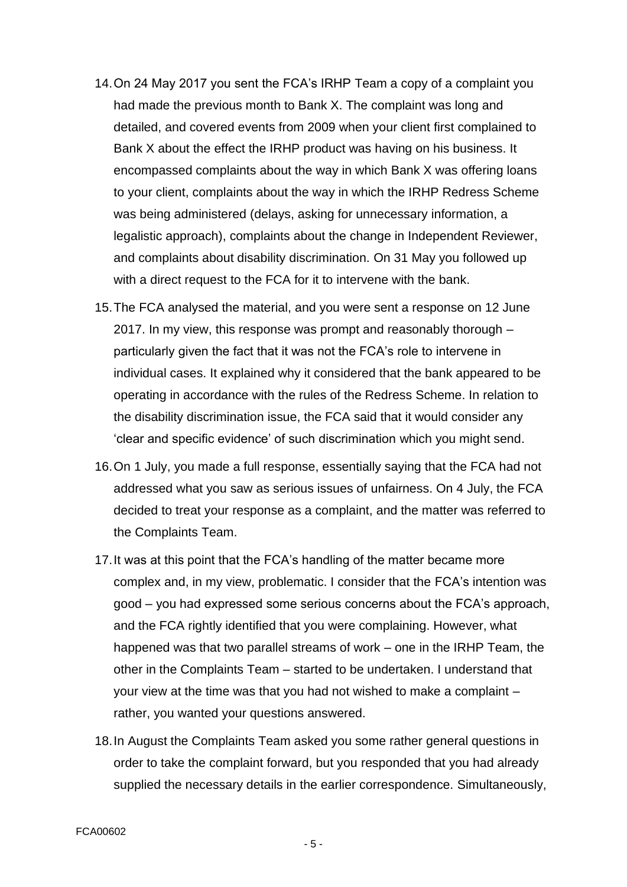14. On 24 May 2017 you sent the FCA's IRHP Team a copy of a complaint you had made the previous month to Bank X. The complaint was long and detailed, and covered events from 2009 when your client first complained to Bank X about the effect the IRHP product was having on his business. It encompassed complaints about the way in which Bank X was offering loans to your client, complaints about the way in which the IRHP Redress Scheme was being administered (delays, asking for unnecessary information, a legalistic approach), complaints about the change in Independent Reviewer, and complaints about disability discrimination. On 31 May you followed up with a direct request to the FCA for it to intervene with the bank.

15. The FCA analysed the material, and you were sent a response on 12 June 2017. In my view, this response was prompt and reasonably thorough – particularly given the fact that it was not the FCA's role to intervene in individual cases. It explained why it considered that the bank appeared to be operating in accordance with the rules of the Redress Scheme. In relation to the disability discrimination issue, the FCA said that it would consider any 'clear and specific evidence' of such discrimination which you might send.

16. On 1 July, you made a full response, essentially saying that the FCA had not addressed what you saw as serious issues of unfairness. On 4 July, the FCA decided to treat your response as a complaint, and the matter was referred to the Complaints Team.

17. It was at this point that the FCA's handling of the matter became more complex and, in my view, problematic. I consider that the FCA's intention was good – you had expressed some serious concerns about the FCA's approach, and the FCA rightly identified that you were complaining. However, what happened was that two parallel streams of work – one in the IRHP Team, the other in the Complaints Team – started to be undertaken. I understand that your view at the time was that you had not wished to make a complaint – rather, you wanted your questions answered.

18. In August the Complaints Team asked you some rather general questions in order to take the complaint forward, but you responded that you had already supplied the necessary details in the earlier correspondence. Simultaneously,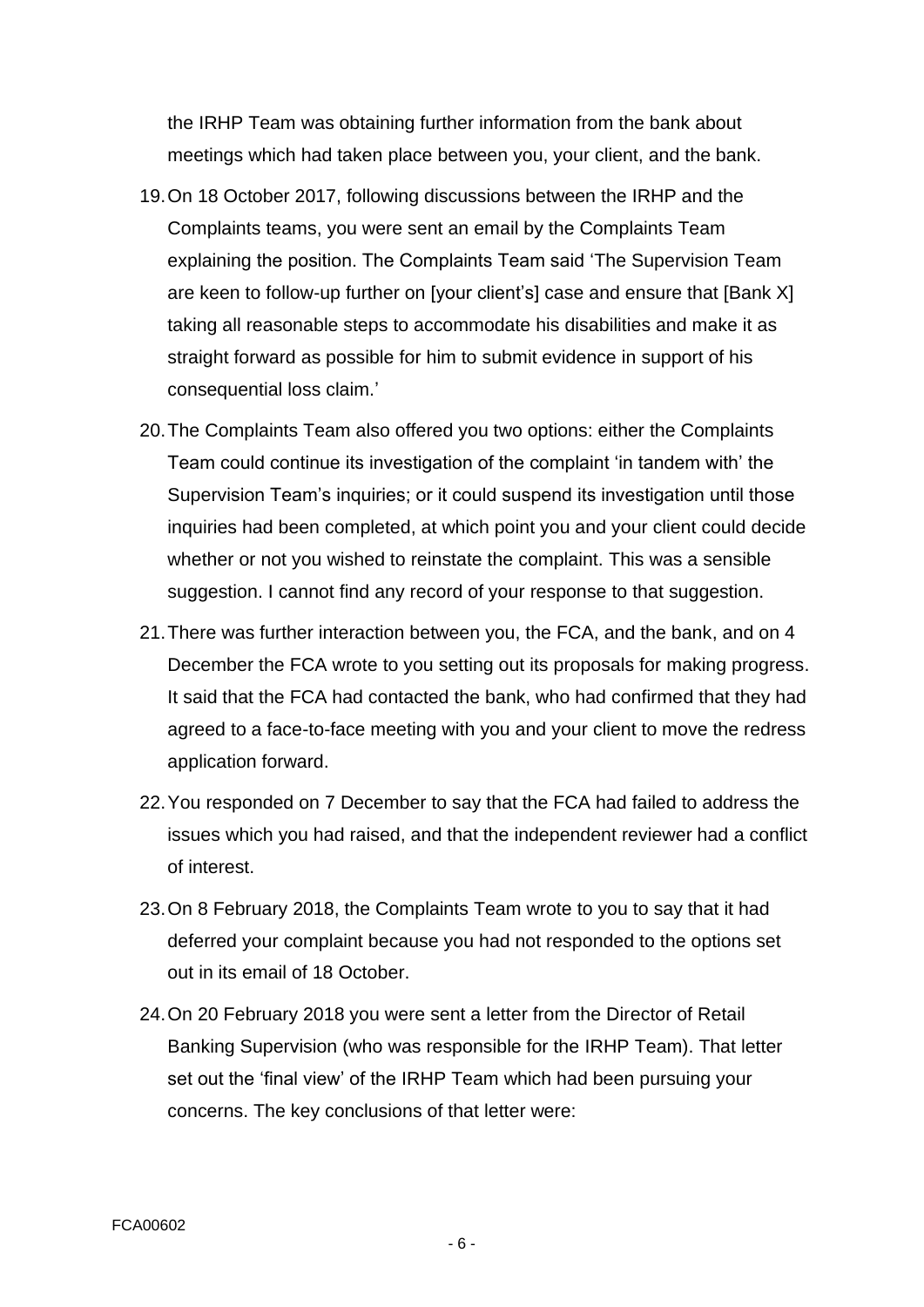the IRHP Team was obtaining further information from the bank about meetings which had taken place between you, your client, and the bank.

19. On 18 October 2017, following discussions between the IRHP and the Complaints teams, you were sent an email by the Complaints Team explaining the position. The Complaints Team said 'The Supervision Team are keen to follow-up further on [your client's] case and ensure that [Bank X] taking all reasonable steps to accommodate his disabilities and make it as straight forward as possible for him to submit evidence in support of his consequential loss claim.'

20. The Complaints Team also offered you two options: either the Complaints Team could continue its investigation of the complaint 'in tandem with' the Supervision Team's inquiries; or it could suspend its investigation until those inquiries had been completed, at which point you and your client could decide whether or not you wished to reinstate the complaint. This was a sensible suggestion. I cannot find any record of your response to that suggestion.

21. There was further interaction between you, the FCA, and the bank, and on 4 December the FCA wrote to you setting out its proposals for making progress. It said that the FCA had contacted the bank, who had confirmed that they had agreed to a face-to-face meeting with you and your client to move the redress application forward.

22. You responded on 7 December to say that the FCA had failed to address the issues which you had raised, and that the independent reviewer had a conflict of interest.

23. On 8 February 2018, the Complaints Team wrote to you to say that it had deferred your complaint because you had not responded to the options set out in its email of 18 October.

24. On 20 February 2018 you were sent a letter from the Director of Retail Banking Supervision (who was responsible for the IRHP Team). That letter set out the 'final view' of the IRHP Team which had been pursuing your concerns. The key conclusions of that letter were:

FCA00602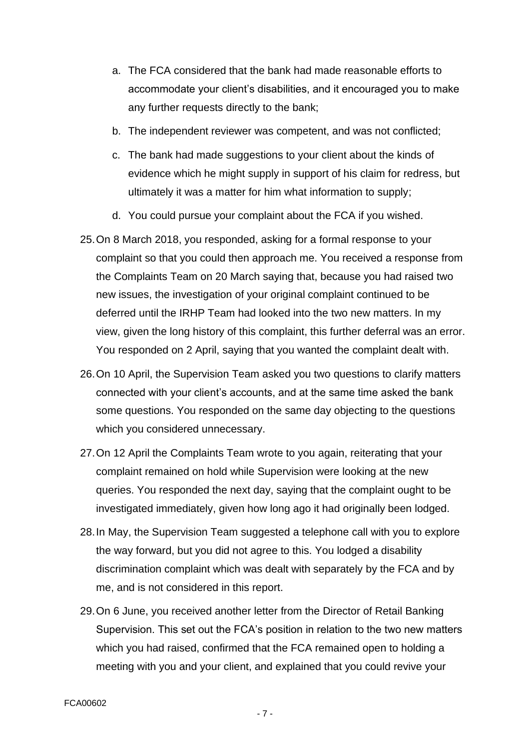a. The FCA considered that the bank had made reasonable efforts to accommodate your client's disabilities, and it encouraged you to make any further requests directly to the bank;

b. The independent reviewer was competent, and was not conflicted;

c. The bank had made suggestions to your client about the kinds of evidence which he might supply in support of his claim for redress, but ultimately it was a matter for him what information to supply;

d. You could pursue your complaint about the FCA if you wished.

25. On 8 March 2018, you responded, asking for a formal response to your complaint so that you could then approach me. You received a response from the Complaints Team on 20 March saying that, because you had raised two new issues, the investigation of your original complaint continued to be deferred until the IRHP Team had looked into the two new matters. In my view, given the long history of this complaint, this further deferral was an error. You responded on 2 April, saying that you wanted the complaint dealt with.

26. On 10 April, the Supervision Team asked you two questions to clarify matters connected with your client's accounts, and at the same time asked the bank some questions. You responded on the same day objecting to the questions which you considered unnecessary.

27. On 12 April the Complaints Team wrote to you again, reiterating that your complaint remained on hold while Supervision were looking at the new queries. You responded the next day, saying that the complaint ought to be investigated immediately, given how long ago it had originally been lodged.

28. In May, the Supervision Team suggested a telephone call with you to explore the way forward, but you did not agree to this. You lodged a disability discrimination complaint which was dealt with separately by the FCA and by me, and is not considered in this report.

29. On 6 June, you received another letter from the Director of Retail Banking Supervision. This set out the FCA's position in relation to the two new matters which you had raised, confirmed that the FCA remained open to holding a meeting with you and your client, and explained that you could revive your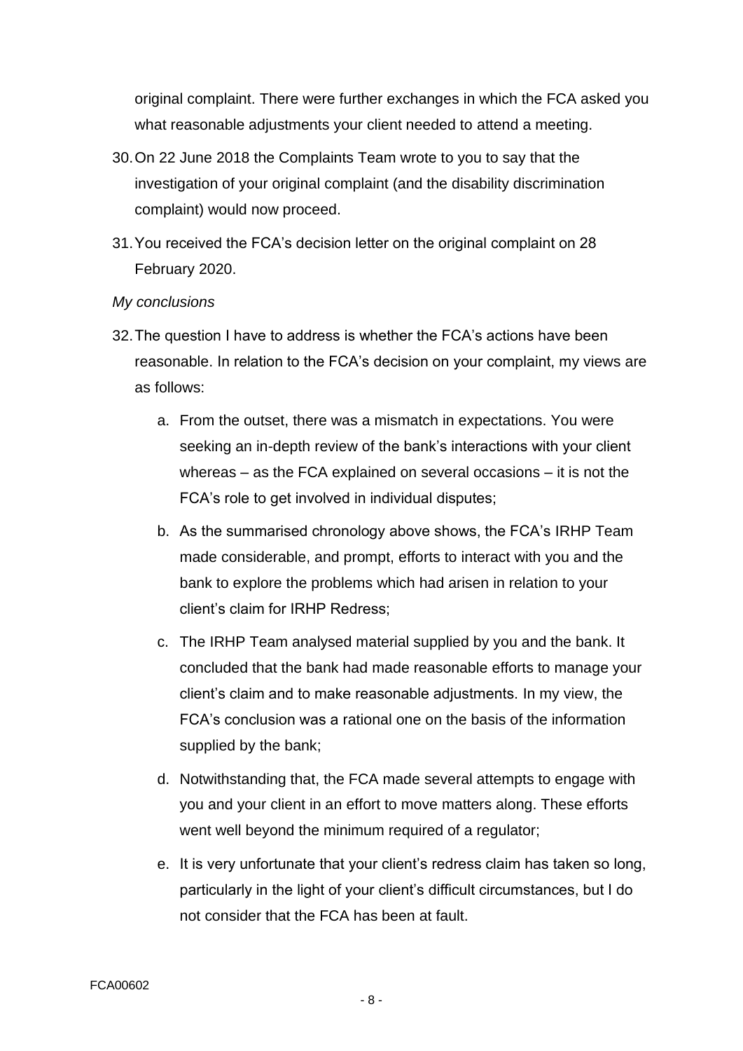original complaint. There were further exchanges in which the FCA asked you what reasonable adjustments your client needed to attend a meeting.

30. On 22 June 2018 the Complaints Team wrote to you to say that the investigation of your original complaint (and the disability discrimination complaint) would now proceed.

31. You received the FCA's decision letter on the original complaint on 28 February 2020.

*My conclusions*

32. The question I have to address is whether the FCA's actions have been reasonable. In relation to the FCA's decision on your complaint, my views are as follows:

    a. From the outset, there was a mismatch in expectations. You were seeking an in-depth review of the bank's interactions with your client whereas – as the FCA explained on several occasions – it is not the FCA's role to get involved in individual disputes;

    b. As the summarised chronology above shows, the FCA's IRHP Team made considerable, and prompt, efforts to interact with you and the bank to explore the problems which had arisen in relation to your client's claim for IRHP Redress;

    c. The IRHP Team analysed material supplied by you and the bank. It concluded that the bank had made reasonable efforts to manage your client's claim and to make reasonable adjustments. In my view, the FCA's conclusion was a rational one on the basis of the information supplied by the bank;

    d. Notwithstanding that, the FCA made several attempts to engage with you and your client in an effort to move matters along. These efforts went well beyond the minimum required of a regulator;

    e. It is very unfortunate that your client's redress claim has taken so long, particularly in the light of your client's difficult circumstances, but I do not consider that the FCA has been at fault.

FCA00602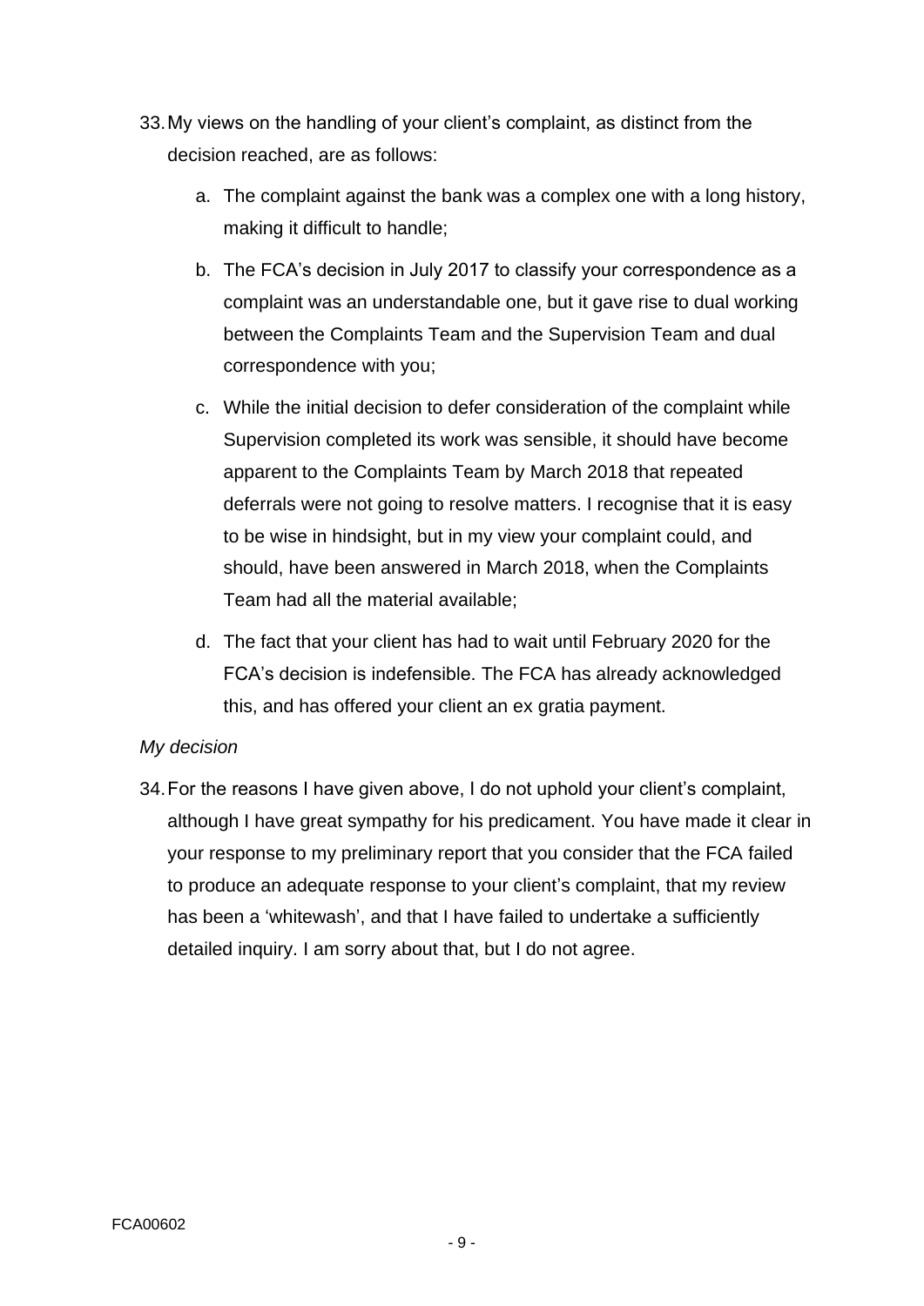33. My views on the handling of your client's complaint, as distinct from the decision reached, are as follows:

    a. The complaint against the bank was a complex one with a long history, making it difficult to handle;

    b. The FCA's decision in July 2017 to classify your correspondence as a complaint was an understandable one, but it gave rise to dual working between the Complaints Team and the Supervision Team and dual correspondence with you;

    c. While the initial decision to defer consideration of the complaint while Supervision completed its work was sensible, it should have become apparent to the Complaints Team by March 2018 that repeated deferrals were not going to resolve matters. I recognise that it is easy to be wise in hindsight, but in my view your complaint could, and should, have been answered in March 2018, when the Complaints Team had all the material available;

    d. The fact that your client has had to wait until February 2020 for the FCA's decision is indefensible. The FCA has already acknowledged this, and has offered your client an ex gratia payment.

*My decision*

34. For the reasons I have given above, I do not uphold your client's complaint, although I have great sympathy for his predicament. You have made it clear in your response to my preliminary report that you consider that the FCA failed to produce an adequate response to your client's complaint, that my review has been a 'whitewash', and that I have failed to undertake a sufficiently detailed inquiry. I am sorry about that, but I do not agree.

FCA00602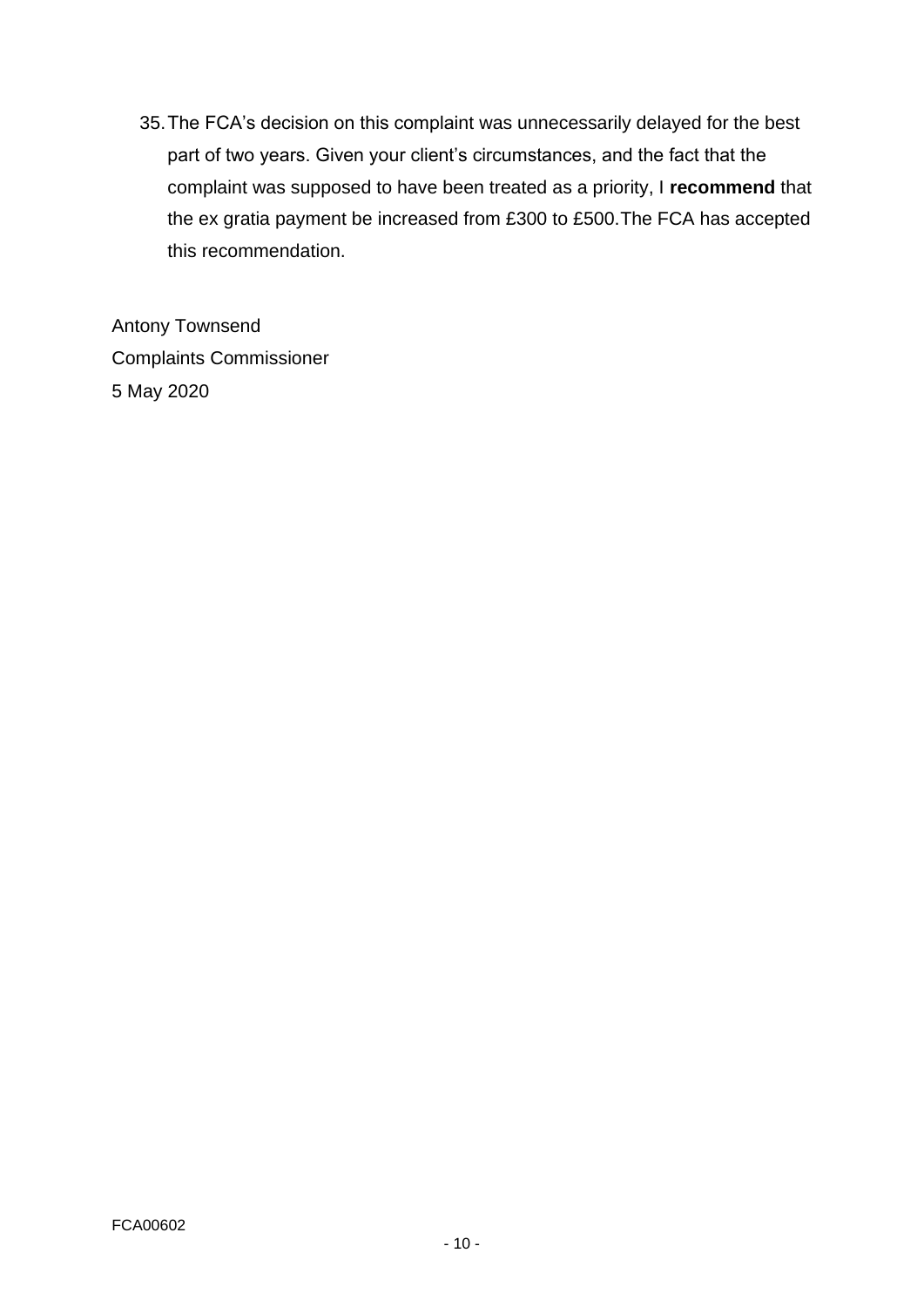35. The FCA's decision on this complaint was unnecessarily delayed for the best part of two years. Given your client's circumstances, and the fact that the complaint was supposed to have been treated as a priority, I **recommend** that the ex gratia payment be increased from £300 to £500.The FCA has accepted this recommendation.

Antony Townsend
Complaints Commissioner
5 May 2020

FCA00602